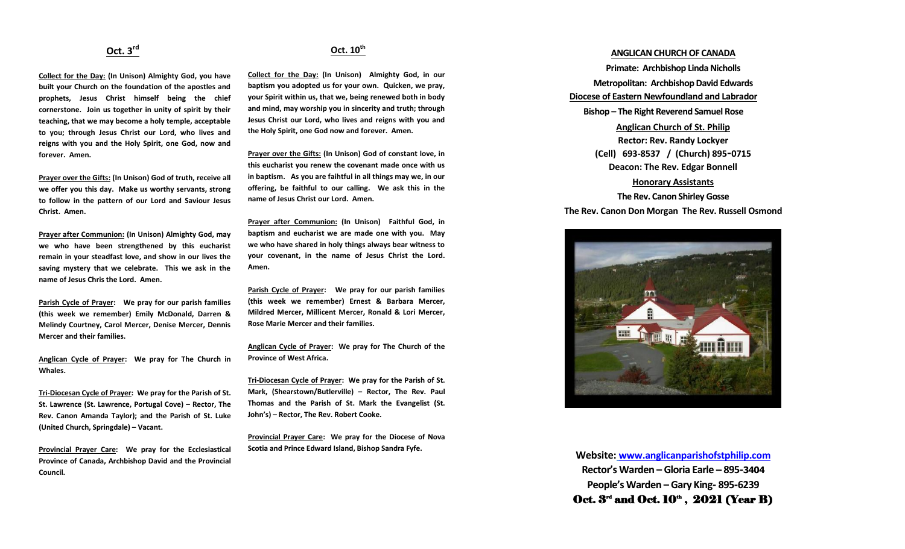## Oct. 3rd

**Collect for the Day:** **(In Unison) Almighty God, you have built your Church on the foundation of the apostles and prophets, Jesus Christ himself being the chief cornerstone. Join us together in unity of spirit by their teaching, that we may become a holy temple, acceptable to you; through Jesus Christ our Lord, who lives and reigns with you and the Holy Spirit, one God, now and forever. Amen.**

**Prayer over the Gifts:** **(In Unison) God of truth, receive all we offer you this day. Make us worthy servants, strong to follow in the pattern of our Lord and Saviour Jesus Christ. Amen.**

**Prayer after Communion:** **(In Unison) Almighty God, may we who have been strengthened by this eucharist remain in your steadfast love, and show in our lives the saving mystery that we celebrate. This we ask in the name of Jesus Chris the Lord. Amen.**

**Parish Cycle of Prayer:** **We pray for our parish families (this week we remember) Emily McDonald, Darren & Melindy Courtney, Carol Mercer, Denise Mercer, Dennis Mercer and their families.**

**Anglican Cycle of Prayer:** **We pray for The Church in Whales.**

**Tri-Diocesan Cycle of Prayer:** **We pray for the Parish of St. St. Lawrence (St. Lawrence, Portugal Cove) – Rector, The Rev. Canon Amanda Taylor); and the Parish of St. Luke (United Church, Springdale) – Vacant.**

**Provincial Prayer Care:** **We pray for the Ecclesiastical Province of Canada, Archbishop David and the Provincial Council.**

## Oct. 10th

**Collect for the Day:** **(In Unison) Almighty God, in our baptism you adopted us for your own. Quicken, we pray, your Spirit within us, that we, being renewed both in body and mind, may worship you in sincerity and truth; through Jesus Christ our Lord, who lives and reigns with you and the Holy Spirit, one God now and forever. Amen.**

**Prayer over the Gifts:** **(In Unison) God of constant love, in this eucharist you renew the covenant made once with us in baptism. As you are faihtful in all things may we, in our offering, be faithful to our calling. We ask this in the name of Jesus Christ our Lord. Amen.**

**Prayer after Communion:** **(In Unison) Faithful God, in baptism and eucharist we are made one with you. May we who have shared in holy things always bear witness to your covenant, in the name of Jesus Christ the Lord. Amen.**

**Parish Cycle of Prayer:** **We pray for our parish families (this week we remember) Ernest & Barbara Mercer, Mildred Mercer, Millicent Mercer, Ronald & Lori Mercer, Rose Marie Mercer and their families.**

**Anglican Cycle of Prayer:** **We pray for The Church of the Province of West Africa.**

**Tri-Diocesan Cycle of Prayer:** **We pray for the Parish of St. Mark, (Shearstown/Butlerville) – Rector, The Rev. Paul Thomas and the Parish of St. Mark the Evangelist (St. John's) – Rector, The Rev. Robert Cooke.**

**Provincial Prayer Care:** **We pray for the Diocese of Nova Scotia and Prince Edward Island, Bishop Sandra Fyfe.**

**ANGLICAN CHURCH OF CANADA**

**Primate: Archbishop Linda Nicholls**

**Metropolitan: Archbishop David Edwards**

**Diocese of Eastern Newfoundland and Labrador**

**Bishop – The Right Reverend Samuel Rose**

**Anglican Church of St. Philip**

**Rector: Rev. Randy Lockyer**

**(Cell) 693-8537 / (Church) 895-0715**

**Deacon: The Rev. Edgar Bonnell**

**Honorary Assistants**

**The Rev. Canon Shirley Gosse**

**The Rev. Canon Don Morgan The Rev. Russell Osmond**

**Website: www.anglicanparishofstphilip.com**

**Rector's Warden – Gloria Earle – 895-3404**

**People's Warden – Gary King- 895-6239**

**Oct. 3rd and Oct. 10th , 2021 (Year B)**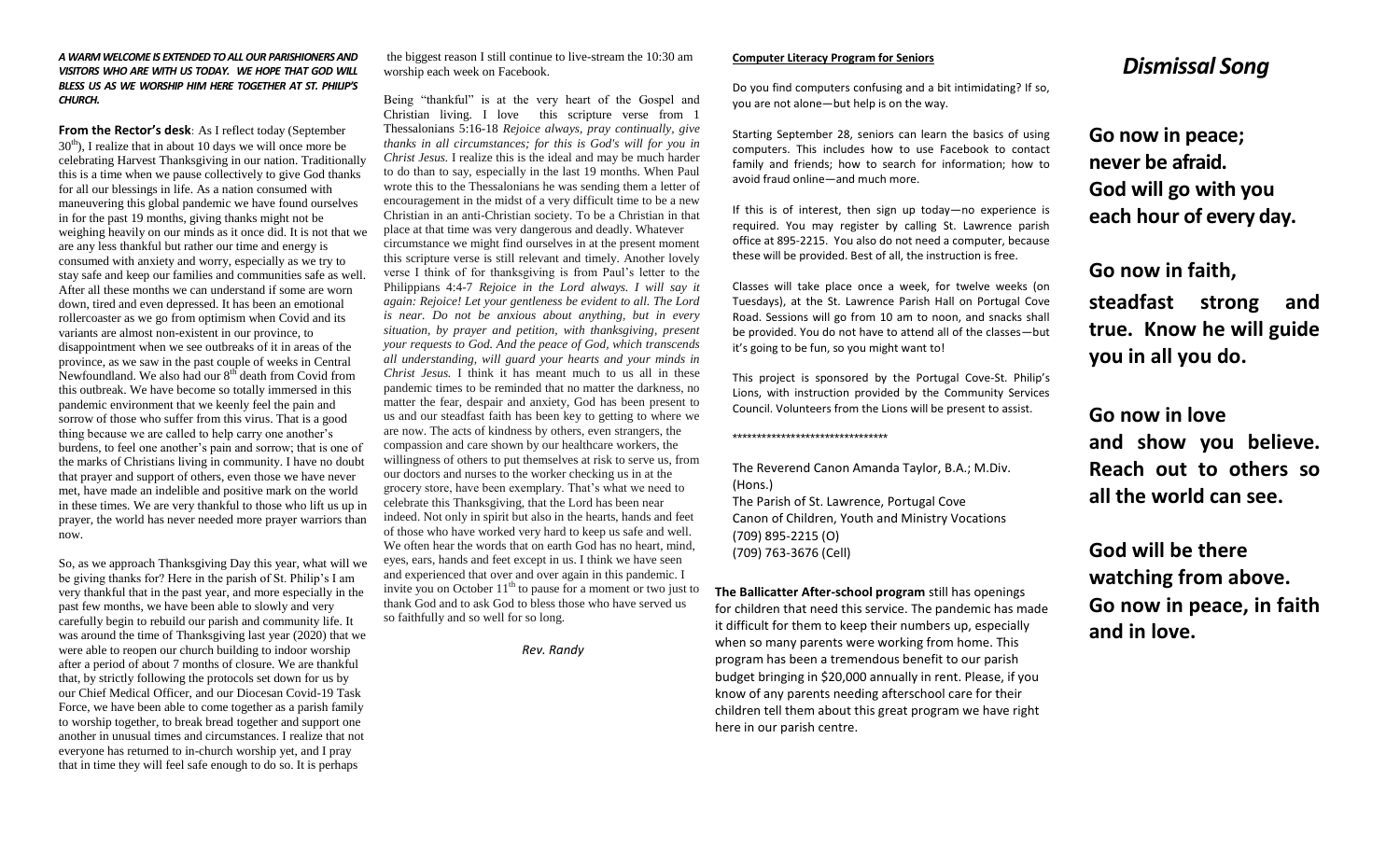***A WARM WELCOME IS EXTENDED TO ALL OUR PARISHIONERS AND VISITORS WHO ARE WITH US TODAY. WE HOPE THAT GOD WILL BLESS US AS WE WORSHIP HIM HERE TOGETHER AT ST. PHILIP'S CHURCH.***

**From the Rector's desk**: As I reflect today (September 30th), I realize that in about 10 days we will once more be celebrating Harvest Thanksgiving in our nation. Traditionally this is a time when we pause collectively to give God thanks for all our blessings in life. As a nation consumed with maneuvering this global pandemic we have found ourselves in for the past 19 months, giving thanks might not be weighing heavily on our minds as it once did. It is not that we are any less thankful but rather our time and energy is consumed with anxiety and worry, especially as we try to stay safe and keep our families and communities safe as well. After all these months we can understand if some are worn down, tired and even depressed. It has been an emotional rollercoaster as we go from optimism when Covid and its variants are almost non-existent in our province, to disappointment when we see outbreaks of it in areas of the province, as we saw in the past couple of weeks in Central Newfoundland. We also had our 8th death from Covid from this outbreak. We have become so totally immersed in this pandemic environment that we keenly feel the pain and sorrow of those who suffer from this virus. That is a good thing because we are called to help carry one another's burdens, to feel one another's pain and sorrow; that is one of the marks of Christians living in community. I have no doubt that prayer and support of others, even those we have never met, have made an indelible and positive mark on the world in these times. We are very thankful to those who lift us up in prayer, the world has never needed more prayer warriors than now.

So, as we approach Thanksgiving Day this year, what will we be giving thanks for? Here in the parish of St. Philip's I am very thankful that in the past year, and more especially in the past few months, we have been able to slowly and very carefully begin to rebuild our parish and community life. It was around the time of Thanksgiving last year (2020) that we were able to reopen our church building to indoor worship after a period of about 7 months of closure. We are thankful that, by strictly following the protocols set down for us by our Chief Medical Officer, and our Diocesan Covid-19 Task Force, we have been able to come together as a parish family to worship together, to break bread together and support one another in unusual times and circumstances. I realize that not everyone has returned to in-church worship yet, and I pray that in time they will feel safe enough to do so. It is perhaps the biggest reason I still continue to live-stream the 10:30 am worship each week on Facebook.

Being "thankful" is at the very heart of the Gospel and Christian living. I love this scripture verse from 1 Thessalonians 5:16-18 *Rejoice always, pray continually, give thanks in all circumstances; for this is God's will for you in Christ Jesus.* I realize this is the ideal and may be much harder to do than to say, especially in the last 19 months. When Paul wrote this to the Thessalonians he was sending them a letter of encouragement in the midst of a very difficult time to be a new Christian in an anti-Christian society. To be a Christian in that place at that time was very dangerous and deadly. Whatever circumstance we might find ourselves in at the present moment this scripture verse is still relevant and timely. Another lovely verse I think of for thanksgiving is from Paul's letter to the Philippians 4:4-7 *Rejoice in the Lord always. I will say it again: Rejoice! Let your gentleness be evident to all. The Lord is near. Do not be anxious about anything, but in every situation, by prayer and petition, with thanksgiving, present your requests to God. And the peace of God, which transcends all understanding, will guard your hearts and your minds in Christ Jesus.* I think it has meant much to us all in these pandemic times to be reminded that no matter the darkness, no matter the fear, despair and anxiety, God has been present to us and our steadfast faith has been key to getting to where we are now. The acts of kindness by others, even strangers, the compassion and care shown by our healthcare workers, the willingness of others to put themselves at risk to serve us, from our doctors and nurses to the worker checking us in at the grocery store, have been exemplary. That's what we need to celebrate this Thanksgiving, that the Lord has been near indeed. Not only in spirit but also in the hearts, hands and feet of those who have worked very hard to keep us safe and well. We often hear the words that on earth God has no heart, mind, eyes, ears, hands and feet except in us. I think we have seen and experienced that over and over again in this pandemic. I invite you on October 11th to pause for a moment or two just to thank God and to ask God to bless those who have served us so faithfully and so well for so long.

*Rev. Randy*

**Computer Literacy Program for Seniors**

Do you find computers confusing and a bit intimidating? If so, you are not alone—but help is on the way.

Starting September 28, seniors can learn the basics of using computers. This includes how to use Facebook to contact family and friends; how to search for information; how to avoid fraud online—and much more.

If this is of interest, then sign up today—no experience is required. You may register by calling St. Lawrence parish office at 895-2215. You also do not need a computer, because these will be provided. Best of all, the instruction is free.

Classes will take place once a week, for twelve weeks (on Tuesdays), at the St. Lawrence Parish Hall on Portugal Cove Road. Sessions will go from 10 am to noon, and snacks shall be provided. You do not have to attend all of the classes—but it's going to be fun, so you might want to!

This project is sponsored by the Portugal Cove-St. Philip's Lions, with instruction provided by the Community Services Council. Volunteers from the Lions will be present to assist.

********************************

The Reverend Canon Amanda Taylor, B.A.; M.Div. (Hons.)
The Parish of St. Lawrence, Portugal Cove
Canon of Children, Youth and Ministry Vocations
(709) 895-2215 (O)
(709) 763-3676 (Cell)

**The Ballicatter After-school program** still has openings for children that need this service. The pandemic has made it difficult for them to keep their numbers up, especially when so many parents were working from home. This program has been a tremendous benefit to our parish budget bringing in $20,000 annually in rent. Please, if you know of any parents needing afterschool care for their children tell them about this great program we have right here in our parish centre.

## *Dismissal Song*

**Go now in peace;
never be afraid.
God will go with you
each hour of every day.**

**Go now in faith,
steadfast strong and true. Know he will guide you in all you do.**

**Go now in love
and show you believe. Reach out to others so all the world can see.**

**God will be there
watching from above.
Go now in peace, in faith and in love.**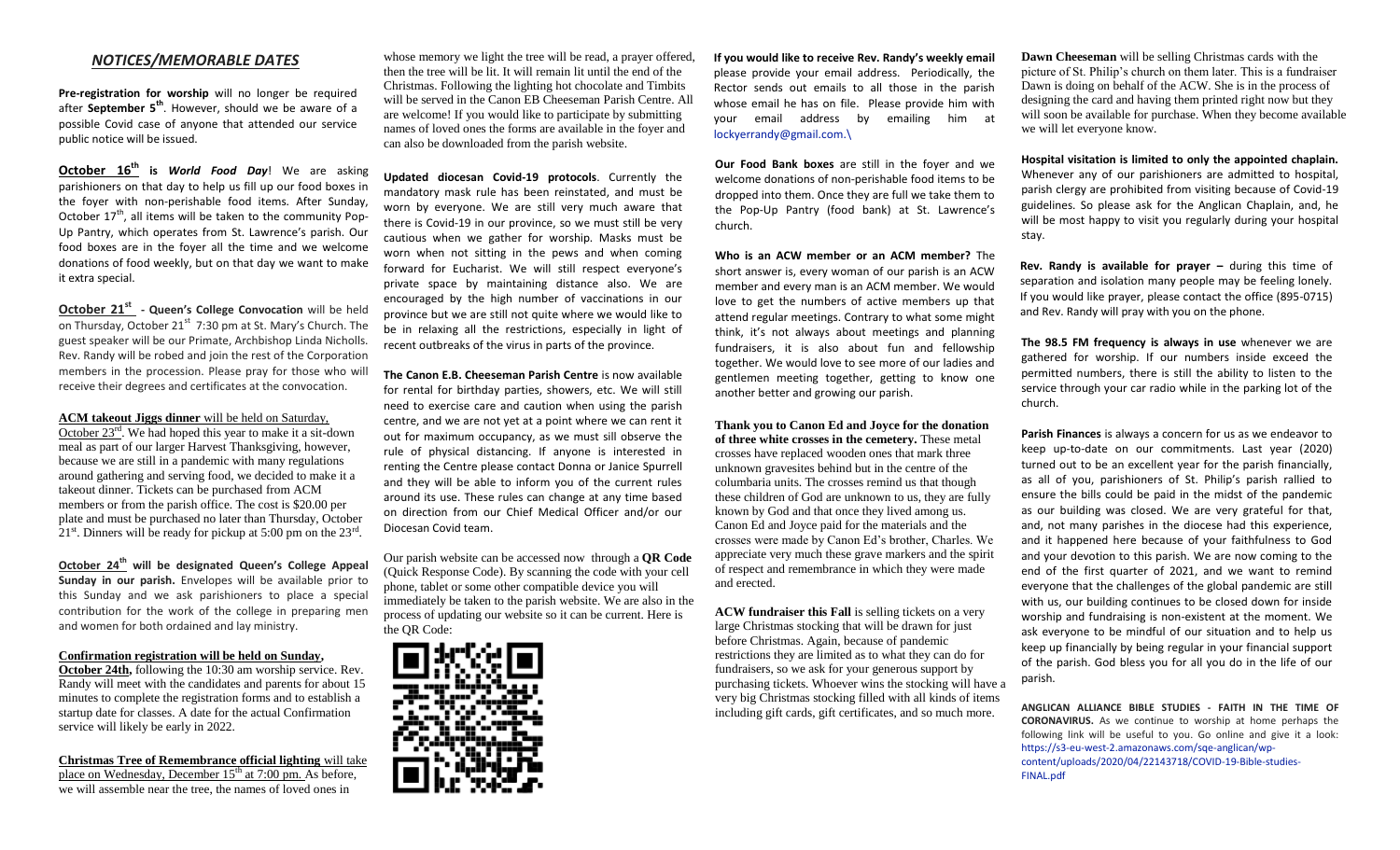## *NOTICES/MEMORABLE DATES*

**Pre-registration for worship** will no longer be required after **September 5th**. However, should we be aware of a possible Covid case of anyone that attended our service public notice will be issued.

**October 16th is *World Food Day*!** We are asking parishioners on that day to help us fill up our food boxes in the foyer with non-perishable food items. After Sunday, October 17th, all items will be taken to the community Pop-Up Pantry, which operates from St. Lawrence's parish. Our food boxes are in the foyer all the time and we welcome donations of food weekly, but on that day we want to make it extra special.

**October 21st - Queen's College Convocation** will be held on Thursday, October 21st 7:30 pm at St. Mary's Church. The guest speaker will be our Primate, Archbishop Linda Nicholls. Rev. Randy will be robed and join the rest of the Corporation members in the procession. Please pray for those who will receive their degrees and certificates at the convocation.

**ACM takeout Jiggs dinner** will be held on Saturday, October 23rd. We had hoped this year to make it a sit-down meal as part of our larger Harvest Thanksgiving, however, because we are still in a pandemic with many regulations around gathering and serving food, we decided to make it a takeout dinner. Tickets can be purchased from ACM members or from the parish office. The cost is $20.00 per plate and must be purchased no later than Thursday, October 21st. Dinners will be ready for pickup at 5:00 pm on the 23rd.

**October 24th will be designated Queen's College Appeal Sunday in our parish.** Envelopes will be available prior to this Sunday and we ask parishioners to place a special contribution for the work of the college in preparing men and women for both ordained and lay ministry.

**Confirmation registration will be held on Sunday, October 24th,** following the 10:30 am worship service. Rev. Randy will meet with the candidates and parents for about 15 minutes to complete the registration forms and to establish a startup date for classes. A date for the actual Confirmation service will likely be early in 2022.

**Christmas Tree of Remembrance official lighting** will take place on Wednesday, December 15th at 7:00 pm. As before, we will assemble near the tree, the names of loved ones in whose memory we light the tree will be read, a prayer offered, then the tree will be lit. It will remain lit until the end of the Christmas. Following the lighting hot chocolate and Timbits will be served in the Canon EB Cheeseman Parish Centre. All are welcome! If you would like to participate by submitting names of loved ones the forms are available in the foyer and can also be downloaded from the parish website.

**Updated diocesan Covid-19 protocols**. Currently the mandatory mask rule has been reinstated, and must be worn by everyone. We are still very much aware that there is Covid-19 in our province, so we must still be very cautious when we gather for worship. Masks must be worn when not sitting in the pews and when coming forward for Eucharist. We will still respect everyone's private space by maintaining distance also. We are encouraged by the high number of vaccinations in our province but we are still not quite where we would like to be in relaxing all the restrictions, especially in light of recent outbreaks of the virus in parts of the province.

**The Canon E.B. Cheeseman Parish Centre** is now available for rental for birthday parties, showers, etc. We will still need to exercise care and caution when using the parish centre, and we are not yet at a point where we can rent it out for maximum occupancy, as we must still observe the rule of physical distancing. If anyone is interested in renting the Centre please contact Donna or Janice Spurrell and they will be able to inform you of the current rules around its use. These rules can change at any time based on direction from our Chief Medical Officer and/or our Diocesan Covid team.

Our parish website can be accessed now through a **QR Code** (Quick Response Code). By scanning the code with your cell phone, tablet or some other compatible device you will immediately be taken to the parish website. We are also in the process of updating our website so it can be current. Here is the QR Code:

**If you would like to receive Rev. Randy's weekly email** please provide your email address. Periodically, the Rector sends out emails to all those in the parish whose email he has on file. Please provide him with your email address by emailing him at lockyerrandy@gmail.com.\

**Our Food Bank boxes** are still in the foyer and we welcome donations of non-perishable food items to be dropped into them. Once they are full we take them to the Pop-Up Pantry (food bank) at St. Lawrence's church.

**Who is an ACW member or an ACM member?** The short answer is, every woman of our parish is an ACW member and every man is an ACM member. We would love to get the numbers of active members up that attend regular meetings. Contrary to what some might think, it's not always about meetings and planning fundraisers, it is also about fun and fellowship together. We would love to see more of our ladies and gentlemen meeting together, getting to know one another better and growing our parish.

**Thank you to Canon Ed and Joyce for the donation of three white crosses in the cemetery.** These metal crosses have replaced wooden ones that mark three unknown gravesites behind but in the centre of the columbaria units. The crosses remind us that though these children of God are unknown to us, they are fully known by God and that once they lived among us. Canon Ed and Joyce paid for the materials and the crosses were made by Canon Ed's brother, Charles. We appreciate very much these grave markers and the spirit of respect and remembrance in which they were made and erected.

**ACW fundraiser this Fall** is selling tickets on a very large Christmas stocking that will be drawn for just before Christmas. Again, because of pandemic restrictions they are limited as to what they can do for fundraisers, so we ask for your generous support by purchasing tickets. Whoever wins the stocking will have a very big Christmas stocking filled with all kinds of items including gift cards, gift certificates, and so much more.

**Dawn Cheeseman** will be selling Christmas cards with the picture of St. Philip's church on them later. This is a fundraiser Dawn is doing on behalf of the ACW. She is in the process of designing the card and having them printed right now but they will soon be available for purchase. When they become available we will let everyone know.

**Hospital visitation is limited to only the appointed chaplain.** Whenever any of our parishioners are admitted to hospital, parish clergy are prohibited from visiting because of Covid-19 guidelines. So please ask for the Anglican Chaplain, and, he will be most happy to visit you regularly during your hospital stay.

**Rev. Randy is available for prayer –** during this time of separation and isolation many people may be feeling lonely. If you would like prayer, please contact the office (895-0715) and Rev. Randy will pray with you on the phone.

**The 98.5 FM frequency is always in use** whenever we are gathered for worship. If our numbers inside exceed the permitted numbers, there is still the ability to listen to the service through your car radio while in the parking lot of the church.

**Parish Finances** is always a concern for us as we endeavor to keep up-to-date on our commitments. Last year (2020) turned out to be an excellent year for the parish financially, as all of you, parishioners of St. Philip's parish rallied to ensure the bills could be paid in the midst of the pandemic as our building was closed. We are very grateful for that, and, not many parishes in the diocese had this experience, and it happened here because of your faithfulness to God and your devotion to this parish. We are now coming to the end of the first quarter of 2021, and we want to remind everyone that the challenges of the global pandemic are still with us, our building continues to be closed down for inside worship and fundraising is non-existent at the moment. We ask everyone to be mindful of our situation and to help us keep up financially by being regular in your financial support of the parish. God bless you for all you do in the life of our parish.

**ANGLICAN ALLIANCE BIBLE STUDIES - FAITH IN THE TIME OF CORONAVIRUS.** As we continue to worship at home perhaps the following link will be useful to you. Go online and give it a look: https://s3-eu-west-2.amazonaws.com/sqe-anglican/wp-content/uploads/2020/04/22143718/COVID-19-Bible-studies-FINAL.pdf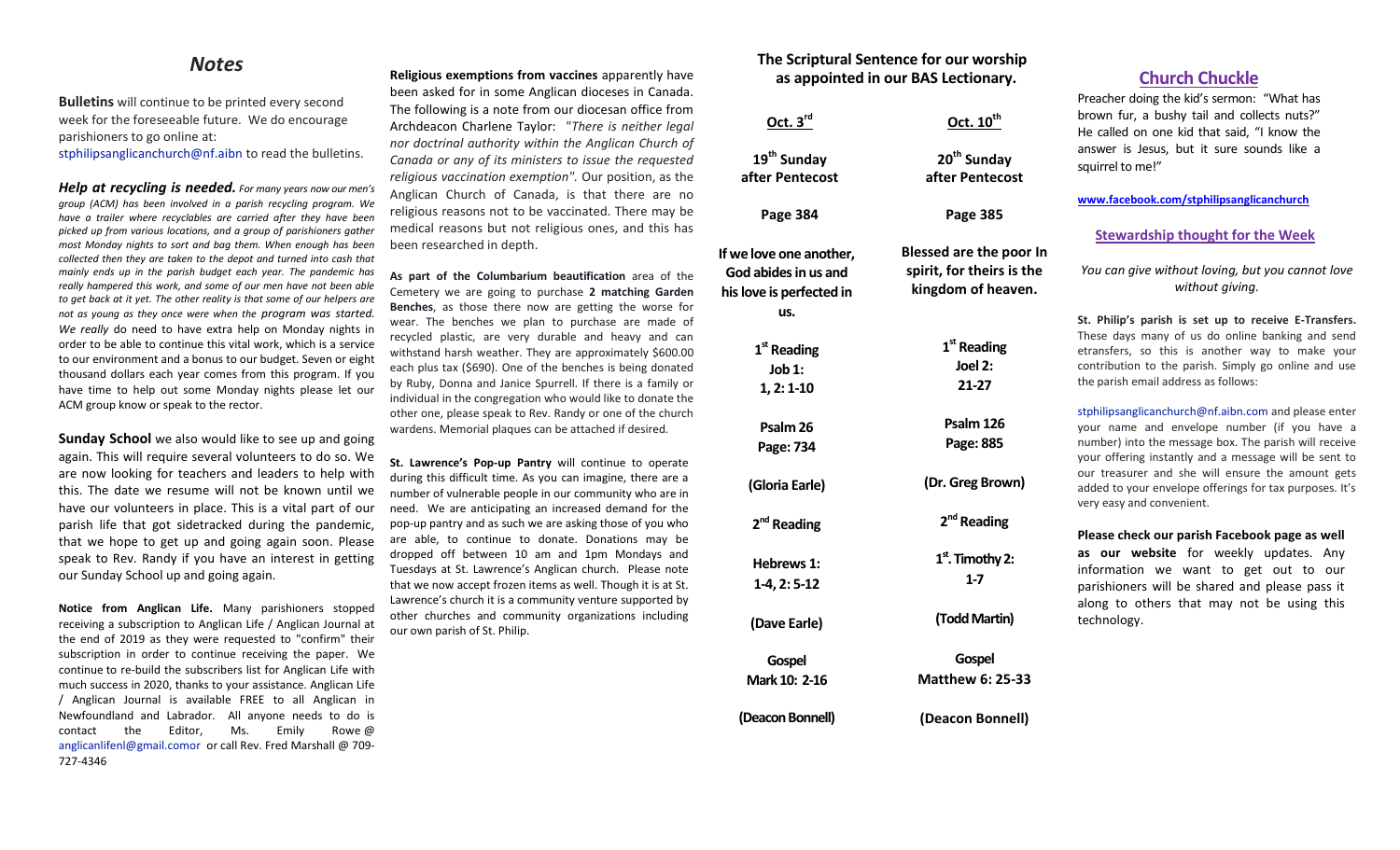# *Notes*

**Bulletins** will continue to be printed every second week for the foreseeable future. We do encourage parishioners to go online at: stphilipsanglicanchurch@nf.aibn to read the bulletins.

***Help at recycling is needed.*** *For many years now our men's group (ACM) has been involved in a parish recycling program. We have a trailer where recyclables are carried after they have been picked up from various locations, and a group of parishioners gather most Monday nights to sort and bag them. When enough has been collected then they are taken to the depot and turned into cash that mainly ends up in the parish budget each year. The pandemic has really hampered this work, and some of our men have not been able to get back at it yet. The other reality is that some of our helpers are not as young as they once were when the program was started. We really* do need to have extra help on Monday nights in order to be able to continue this vital work, which is a service to our environment and a bonus to our budget. Seven or eight thousand dollars each year comes from this program. If you have time to help out some Monday nights please let our ACM group know or speak to the rector.

**Sunday School** we also would like to see up and going again. This will require several volunteers to do so. We are now looking for teachers and leaders to help with this. The date we resume will not be known until we have our volunteers in place. This is a vital part of our parish life that got sidetracked during the pandemic, that we hope to get up and going again soon. Please speak to Rev. Randy if you have an interest in getting our Sunday School up and going again.

**Notice from Anglican Life.** Many parishioners stopped receiving a subscription to Anglican Life / Anglican Journal at the end of 2019 as they were requested to "confirm" their subscription in order to continue receiving the paper. We continue to re-build the subscribers list for Anglican Life with much success in 2020, thanks to your assistance. Anglican Life / Anglican Journal is available FREE to all Anglican in Newfoundland and Labrador. All anyone needs to do is contact the Editor, Ms. Emily Rowe @ anglicanlifenl@gmail.comor or call Rev. Fred Marshall @ 709-727-4346

**Religious exemptions from vaccines** apparently have been asked for in some Anglican dioceses in Canada. The following is a note from our diocesan office from Archdeacon Charlene Taylor: "*There is neither legal nor doctrinal authority within the Anglican Church of Canada or any of its ministers to issue the requested religious vaccination exemption".* Our position, as the Anglican Church of Canada, is that there are no religious reasons not to be vaccinated. There may be medical reasons but not religious ones, and this has been researched in depth.

**As part of the Columbarium beautification** area of the Cemetery we are going to purchase **2 matching Garden Benches**, as those there now are getting the worse for wear. The benches we plan to purchase are made of recycled plastic, are very durable and heavy and can withstand harsh weather. They are approximately $600.00 each plus tax ($690). One of the benches is being donated by Ruby, Donna and Janice Spurrell. If there is a family or individual in the congregation who would like to donate the other one, please speak to Rev. Randy or one of the church wardens. Memorial plaques can be attached if desired.

**St. Lawrence's Pop-up Pantry** will continue to operate during this difficult time. As you can imagine, there are a number of vulnerable people in our community who are in need. We are anticipating an increased demand for the pop-up pantry and as such we are asking those of you who are able, to continue to donate. Donations may be dropped off between 10 am and 1pm Mondays and Tuesdays at St. Lawrence's Anglican church. Please note that we now accept frozen items as well. Though it is at St. Lawrence's church it is a community venture supported by other churches and community organizations including our own parish of St. Philip.

## The Scriptural Sentence for our worship as appointed in our BAS Lectionary.

| Oct. 3rd | Oct. 10th |
|---|---|
| 19th Sunday after Pentecost | 20th Sunday after Pentecost |
| Page 384 | Page 385 |
| If we love one another, God abides in us and his love is perfected in us. | Blessed are the poor In spirit, for theirs is the kingdom of heaven. |
| 1st Reading Job 1: 1, 2: 1-10 | 1st Reading Joel 2: 21-27 |
| Psalm 26 Page: 734 | Psalm 126 Page: 885 |
| (Gloria Earle) | (Dr. Greg Brown) |
| 2nd Reading | 2nd Reading |
| Hebrews 1: 1-4, 2: 5-12 | 1st. Timothy 2: 1-7 |
| (Dave Earle) | (Todd Martin) |
| Gospel Mark 10: 2-16 | Gospel Matthew 6: 25-33 |
| (Deacon Bonnell) | (Deacon Bonnell) |

## Church Chuckle

Preacher doing the kid's sermon: "What has brown fur, a bushy tail and collects nuts?" He called on one kid that said, "I know the answer is Jesus, but it sure sounds like a squirrel to me!"

**www.facebook.com/stphilipsanglicanchurch**

### Stewardship thought for the Week

*You can give without loving, but you cannot love without giving.*

**St. Philip's parish is set up to receive E-Transfers.** These days many of us do online banking and send etransfers, so this is another way to make your contribution to the parish. Simply go online and use the parish email address as follows:

stphilipsanglicanchurch@nf.aibn.com and please enter your name and envelope number (if you have a number) into the message box. The parish will receive your offering instantly and a message will be sent to our treasurer and she will ensure the amount gets added to your envelope offerings for tax purposes. It's very easy and convenient.

**Please check our parish Facebook page as well as our website** for weekly updates. Any information we want to get out to our parishioners will be shared and please pass it along to others that may not be using this technology.